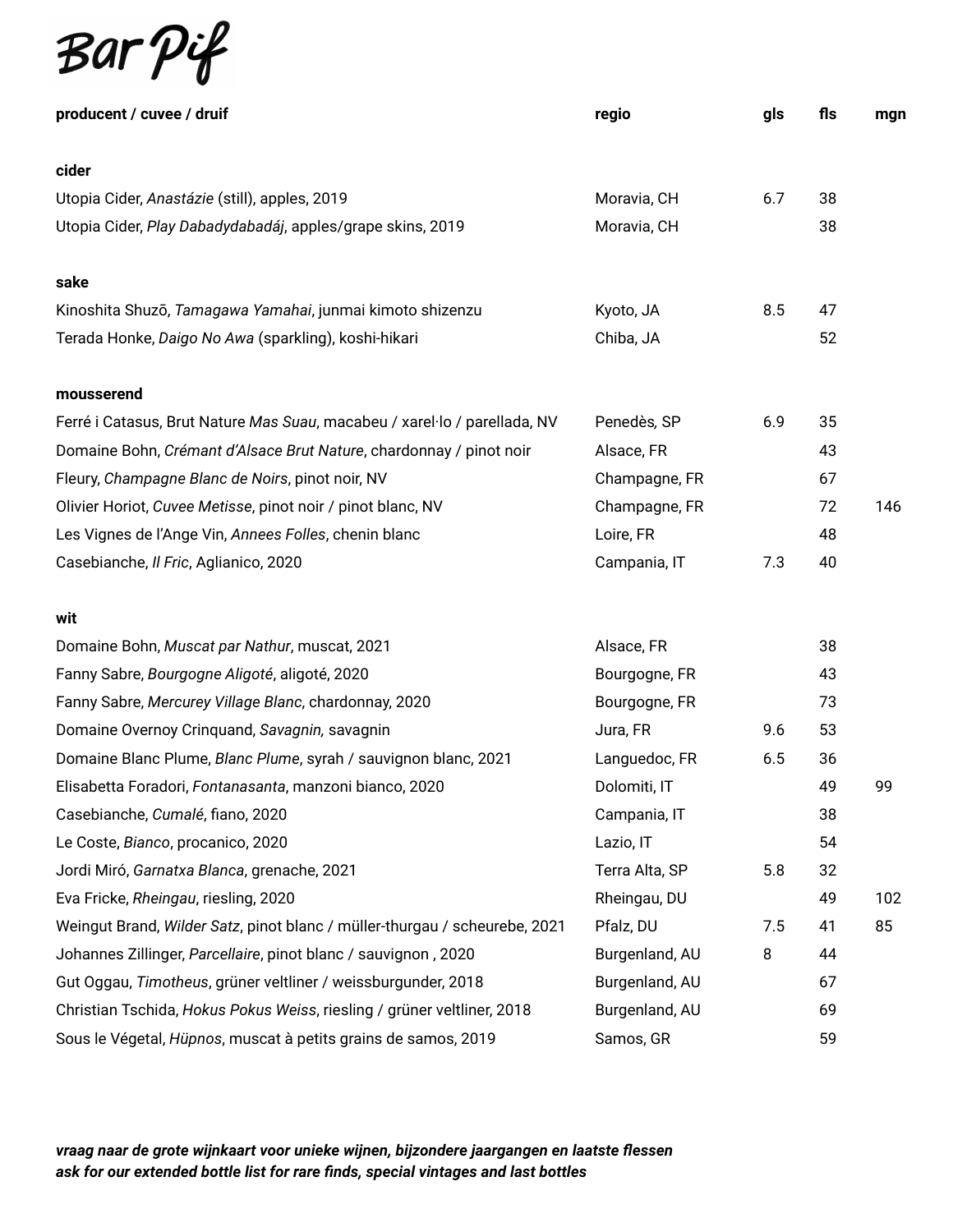# Bar Pif

| producent / cuvee / druif | regio | gls | fls | mgn |
| --- | --- | --- | --- | --- |
| **cider** | | | | |
| Utopia Cider, *Anastázie* (still), apples, 2019 | Moravia, CH | 6.7 | 38 | |
| Utopia Cider, *Play Dabadydabadáj*, apples/grape skins, 2019 | Moravia, CH | | 38 | |
| **sake** | | | | |
| Kinoshita Shuzō, *Tamagawa Yamahai*, junmai kimoto shizenzu | Kyoto, JA | 8.5 | 47 | |
| Terada Honke, *Daigo No Awa* (sparkling), koshi-hikari | Chiba, JA | | 52 | |
| **mousserend** | | | | |
| Ferré i Catasus, Brut Nature *Mas Suau*, macabeu / xarel·lo / parellada, NV | Penedès, SP | 6.9 | 35 | |
| Domaine Bohn, *Crémant d'Alsace Brut Nature*, chardonnay / pinot noir | Alsace, FR | | 43 | |
| Fleury, *Champagne Blanc de Noirs*, pinot noir, NV | Champagne, FR | | 67 | |
| Olivier Horiot, *Cuvee Metisse*, pinot noir / pinot blanc, NV | Champagne, FR | | 72 | 146 |
| Les Vignes de l'Ange Vin, *Annees Folles*, chenin blanc | Loire, FR | | 48 | |
| Casebianche, *Il Fric*, Aglianico, 2020 | Campania, IT | 7.3 | 40 | |
| **wit** | | | | |
| Domaine Bohn, *Muscat par Nathur*, muscat, 2021 | Alsace, FR | | 38 | |
| Fanny Sabre, *Bourgogne Aligoté*, aligoté, 2020 | Bourgogne, FR | | 43 | |
| Fanny Sabre, *Mercurey Village Blanc*, chardonnay, 2020 | Bourgogne, FR | | 73 | |
| Domaine Overnoy Crinquand, *Savagnin,* savagnin | Jura, FR | 9.6 | 53 | |
| Domaine Blanc Plume, *Blanc Plume*, syrah / sauvignon blanc, 2021 | Languedoc, FR | 6.5 | 36 | |
| Elisabetta Foradori, *Fontanasanta*, manzoni bianco, 2020 | Dolomiti, IT | | 49 | 99 |
| Casebianche, *Cumalé*, fiano, 2020 | Campania, IT | | 38 | |
| Le Coste, *Bianco*, procanico, 2020 | Lazio, IT | | 54 | |
| Jordi Miró, *Garnatxa Blanca*, grenache, 2021 | Terra Alta, SP | 5.8 | 32 | |
| Eva Fricke, *Rheingau*, riesling, 2020 | Rheingau, DU | | 49 | 102 |
| Weingut Brand, *Wilder Satz*, pinot blanc / müller-thurgau / scheurebe, 2021 | Pfalz, DU | 7.5 | 41 | 85 |
| Johannes Zillinger, *Parcellaire*, pinot blanc / sauvignon , 2020 | Burgenland, AU | 8 | 44 | |
| Gut Oggau, *Timotheus*, grüner veltliner / weissburgunder, 2018 | Burgenland, AU | | 67 | |
| Christian Tschida, *Hokus Pokus Weiss*, riesling / grüner veltliner, 2018 | Burgenland, AU | | 69 | |
| Sous le Végetal, *Hüpnos*, muscat à petits grains de samos, 2019 | Samos, GR | | 59 | |

***vraag naar de grote wijnkaart voor unieke wijnen, bijzondere jaargangen en laatste flessen***
***ask for our extended bottle list for rare finds, special vintages and last bottles***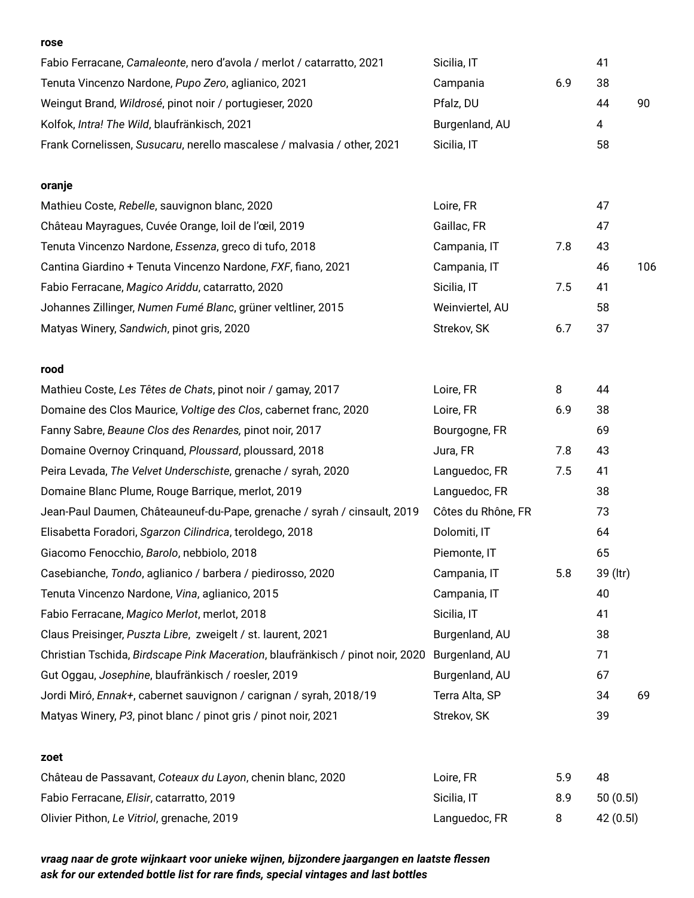**rose**

| | | | | |
|---|---|---|---|---|
| Fabio Ferracane, *Camaleonte*, nero d'avola / merlot / catarratto, 2021 | Sicilia, IT | | 41 | |
| Tenuta Vincenzo Nardone, *Pupo Zero*, aglianico, 2021 | Campania | 6.9 | 38 | |
| Weingut Brand, *Wildrosé*, pinot noir / portugieser, 2020 | Pfalz, DU | | 44 | 90 |
| Kolfok, *Intra! The Wild*, blaufränkisch, 2021 | Burgenland, AU | | 4 | |
| Frank Cornelissen, *Susucaru*, nerello mascalese / malvasia / other, 2021 | Sicilia, IT | | 58 | |

**oranje**

| | | | | |
|---|---|---|---|---|
| Mathieu Coste, *Rebelle*, sauvignon blanc, 2020 | Loire, FR | | 47 | |
| Château Mayragues, Cuvée Orange, loil de l'œil, 2019 | Gaillac, FR | | 47 | |
| Tenuta Vincenzo Nardone, *Essenza*, greco di tufo, 2018 | Campania, IT | 7.8 | 43 | |
| Cantina Giardino + Tenuta Vincenzo Nardone, *FXF*, fiano, 2021 | Campania, IT | | 46 | 106 |
| Fabio Ferracane, *Magico Ariddu*, catarratto, 2020 | Sicilia, IT | 7.5 | 41 | |
| Johannes Zillinger, *Numen Fumé Blanc*, grüner veltliner, 2015 | Weinviertel, AU | | 58 | |
| Matyas Winery, *Sandwich*, pinot gris, 2020 | Strekov, SK | 6.7 | 37 | |

**rood**

| | | | | |
|---|---|---|---|---|
| Mathieu Coste, *Les Têtes de Chats*, pinot noir / gamay, 2017 | Loire, FR | 8 | 44 | |
| Domaine des Clos Maurice, *Voltige des Clos*, cabernet franc, 2020 | Loire, FR | 6.9 | 38 | |
| Fanny Sabre, *Beaune Clos des Renardes,* pinot noir, 2017 | Bourgogne, FR | | 69 | |
| Domaine Overnoy Crinquand, *Ploussard*, ploussard, 2018 | Jura, FR | 7.8 | 43 | |
| Peira Levada, *The Velvet Underschiste*, grenache / syrah, 2020 | Languedoc, FR | 7.5 | 41 | |
| Domaine Blanc Plume, Rouge Barrique, merlot, 2019 | Languedoc, FR | | 38 | |
| Jean-Paul Daumen, Châteauneuf-du-Pape, grenache / syrah / cinsault, 2019 | Côtes du Rhône, FR | | 73 | |
| Elisabetta Foradori, *Sgarzon Cilindrica*, teroldego, 2018 | Dolomiti, IT | | 64 | |
| Giacomo Fenocchio, *Barolo*, nebbiolo, 2018 | Piemonte, IT | | 65 | |
| Casebianche, *Tondo*, aglianico / barbera / piedirosso, 2020 | Campania, IT | 5.8 | 39 (ltr) | |
| Tenuta Vincenzo Nardone, *Vina*, aglianico, 2015 | Campania, IT | | 40 | |
| Fabio Ferracane, *Magico Merlot*, merlot, 2018 | Sicilia, IT | | 41 | |
| Claus Preisinger, *Puszta Libre*, zweigelt / st. laurent, 2021 | Burgenland, AU | | 38 | |
| Christian Tschida, *Birdscape Pink Maceration*, blaufränkisch / pinot noir, 2020 | Burgenland, AU | | 71 | |
| Gut Oggau, *Josephine*, blaufränkisch / roesler, 2019 | Burgenland, AU | | 67 | |
| Jordi Miró, *Ennak+*, cabernet sauvignon / carignan / syrah, 2018/19 | Terra Alta, SP | | 34 | 69 |
| Matyas Winery, *P3*, pinot blanc / pinot gris / pinot noir, 2021 | Strekov, SK | | 39 | |

**zoet**

| | | | |
|---|---|---|---|
| Château de Passavant, *Coteaux du Layon*, chenin blanc, 2020 | Loire, FR | 5.9 | 48 |
| Fabio Ferracane, *Elisir*, catarratto, 2019 | Sicilia, IT | 8.9 | 50 (0.5l) |
| Olivier Pithon, *Le Vitriol*, grenache, 2019 | Languedoc, FR | 8 | 42 (0.5l) |

***vraag naar de grote wijnkaart voor unieke wijnen, bijzondere jaargangen en laatste flessen***
***ask for our extended bottle list for rare finds, special vintages and last bottles***